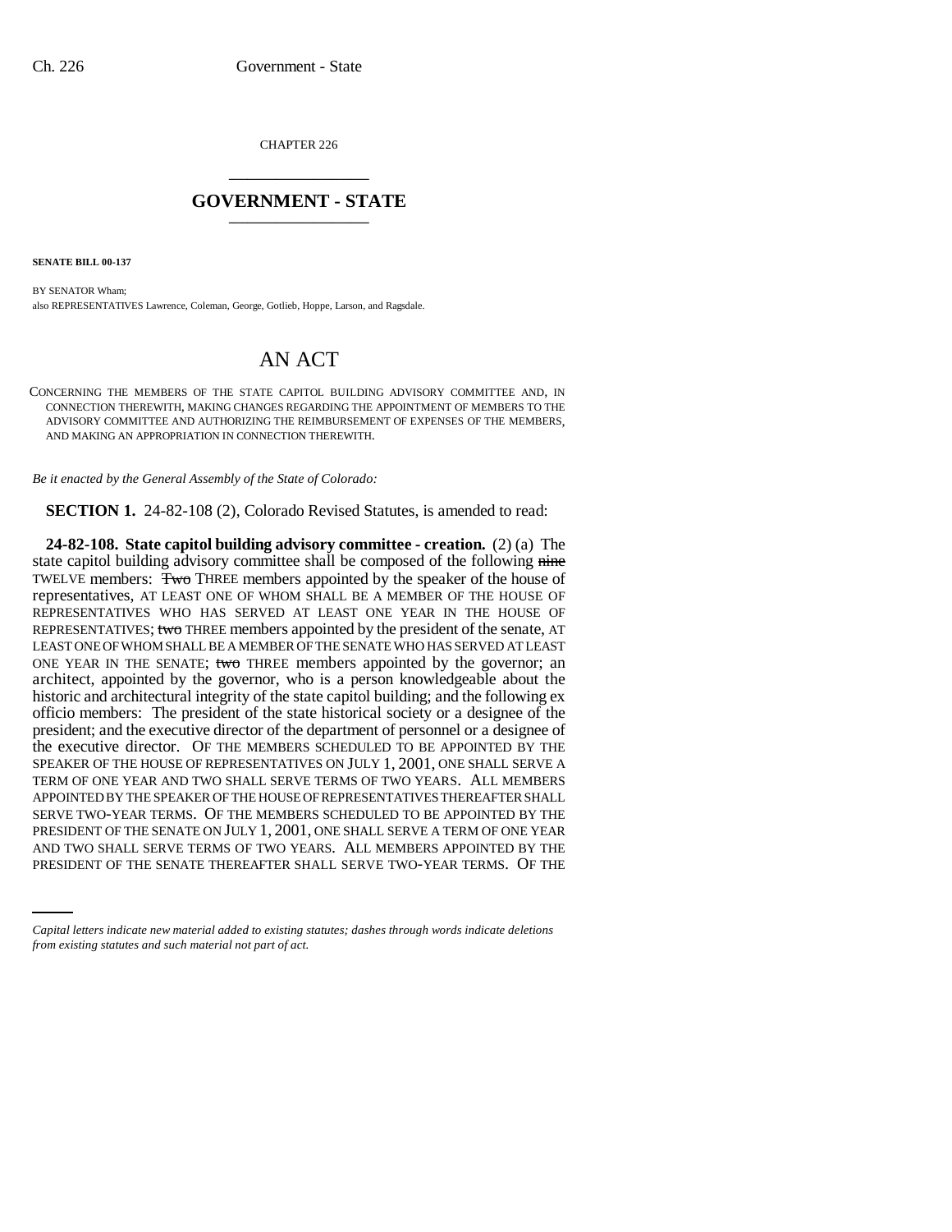CHAPTER 226

# GOVERNMENT - STATE

**SENATE BILL 00-137**

BY SENATOR Wham;
also REPRESENTATIVES Lawrence, Coleman, George, Gotlieb, Hoppe, Larson, and Ragsdale.

# AN ACT

CONCERNING THE MEMBERS OF THE STATE CAPITOL BUILDING ADVISORY COMMITTEE AND, IN CONNECTION THEREWITH, MAKING CHANGES REGARDING THE APPOINTMENT OF MEMBERS TO THE ADVISORY COMMITTEE AND AUTHORIZING THE REIMBURSEMENT OF EXPENSES OF THE MEMBERS, AND MAKING AN APPROPRIATION IN CONNECTION THEREWITH.

*Be it enacted by the General Assembly of the State of Colorado:*

**SECTION 1.** 24-82-108 (2), Colorado Revised Statutes, is amended to read:

**24-82-108. State capitol building advisory committee - creation.** (2) (a) The state capitol building advisory committee shall be composed of the following ~~nine~~ TWELVE members: ~~Two~~ THREE members appointed by the speaker of the house of representatives, AT LEAST ONE OF WHOM SHALL BE A MEMBER OF THE HOUSE OF REPRESENTATIVES WHO HAS SERVED AT LEAST ONE YEAR IN THE HOUSE OF REPRESENTATIVES; ~~two~~ THREE members appointed by the president of the senate, AT LEAST ONE OF WHOM SHALL BE A MEMBER OF THE SENATE WHO HAS SERVED AT LEAST ONE YEAR IN THE SENATE; ~~two~~ THREE members appointed by the governor; an architect, appointed by the governor, who is a person knowledgeable about the historic and architectural integrity of the state capitol building; and the following ex officio members: The president of the state historical society or a designee of the president; and the executive director of the department of personnel or a designee of the executive director. OF THE MEMBERS SCHEDULED TO BE APPOINTED BY THE SPEAKER OF THE HOUSE OF REPRESENTATIVES ON JULY 1, 2001, ONE SHALL SERVE A TERM OF ONE YEAR AND TWO SHALL SERVE TERMS OF TWO YEARS. ALL MEMBERS APPOINTED BY THE SPEAKER OF THE HOUSE OF REPRESENTATIVES THEREAFTER SHALL SERVE TWO-YEAR TERMS. OF THE MEMBERS SCHEDULED TO BE APPOINTED BY THE PRESIDENT OF THE SENATE ON JULY 1, 2001, ONE SHALL SERVE A TERM OF ONE YEAR AND TWO SHALL SERVE TERMS OF TWO YEARS. ALL MEMBERS APPOINTED BY THE PRESIDENT OF THE SENATE THEREAFTER SHALL SERVE TWO-YEAR TERMS. OF THE

*Capital letters indicate new material added to existing statutes; dashes through words indicate deletions from existing statutes and such material not part of act.*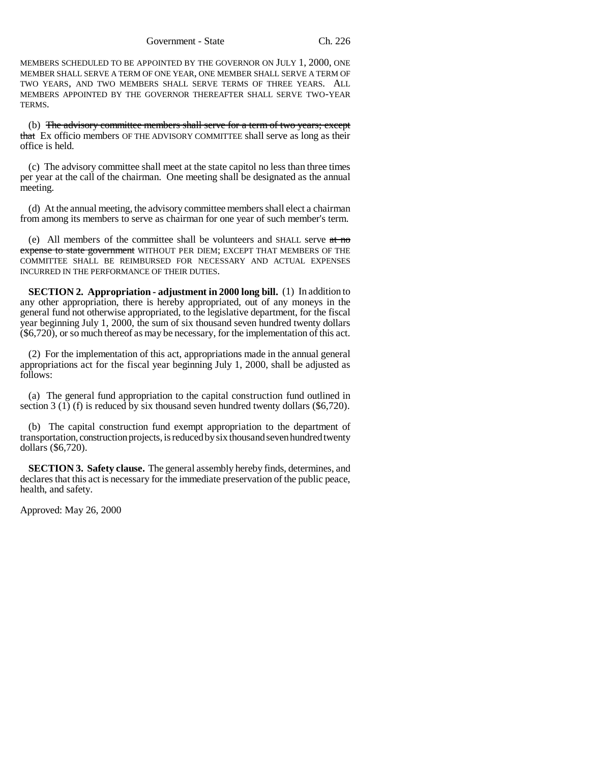MEMBERS SCHEDULED TO BE APPOINTED BY THE GOVERNOR ON JULY 1, 2000, ONE MEMBER SHALL SERVE A TERM OF ONE YEAR, ONE MEMBER SHALL SERVE A TERM OF TWO YEARS, AND TWO MEMBERS SHALL SERVE TERMS OF THREE YEARS. ALL MEMBERS APPOINTED BY THE GOVERNOR THEREAFTER SHALL SERVE TWO-YEAR TERMS.

(b) ~~The advisory committee members shall serve for a term of two years; except that~~ Ex officio members OF THE ADVISORY COMMITTEE shall serve as long as their office is held.

(c) The advisory committee shall meet at the state capitol no less than three times per year at the call of the chairman. One meeting shall be designated as the annual meeting.

(d) At the annual meeting, the advisory committee members shall elect a chairman from among its members to serve as chairman for one year of such member's term.

(e) All members of the committee shall be volunteers and SHALL serve ~~at no expense to state government~~ WITHOUT PER DIEM; EXCEPT THAT MEMBERS OF THE COMMITTEE SHALL BE REIMBURSED FOR NECESSARY AND ACTUAL EXPENSES INCURRED IN THE PERFORMANCE OF THEIR DUTIES.

**SECTION 2. Appropriation - adjustment in 2000 long bill.** (1) In addition to any other appropriation, there is hereby appropriated, out of any moneys in the general fund not otherwise appropriated, to the legislative department, for the fiscal year beginning July 1, 2000, the sum of six thousand seven hundred twenty dollars ($6,720), or so much thereof as may be necessary, for the implementation of this act.

(2) For the implementation of this act, appropriations made in the annual general appropriations act for the fiscal year beginning July 1, 2000, shall be adjusted as follows:

(a) The general fund appropriation to the capital construction fund outlined in section 3 (1) (f) is reduced by six thousand seven hundred twenty dollars ($6,720).

(b) The capital construction fund exempt appropriation to the department of transportation, construction projects, is reduced by six thousand seven hundred twenty dollars ($6,720).

**SECTION 3. Safety clause.** The general assembly hereby finds, determines, and declares that this act is necessary for the immediate preservation of the public peace, health, and safety.

Approved: May 26, 2000